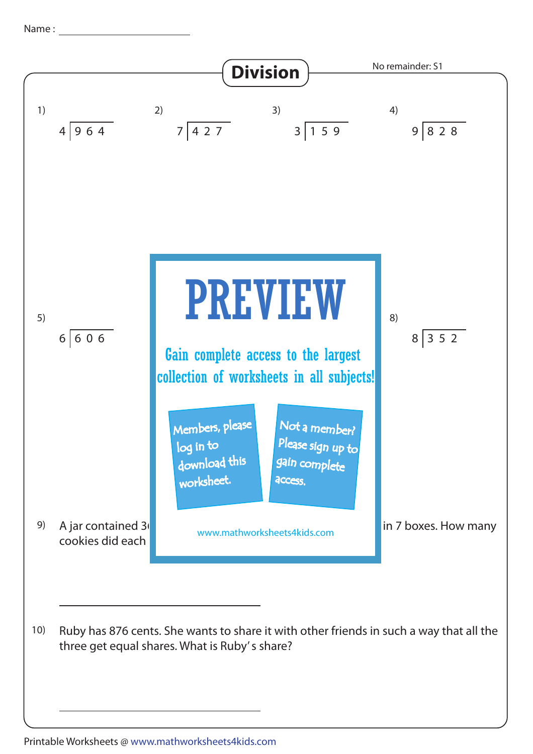Name : ____________________

# Division

No remainder: S1

1) $4 \overline{)964}$

2) $7 \overline{)427}$

3) $3 \overline{)159}$

4) $9 \overline{)828}$

5) $6 \overline{)606}$

PREVIEW

Gain complete access to the largest collection of worksheets in all subjects!

Members, please log in to download this worksheet.

Not a member? Please sign up to gain complete access.

www.mathworksheets4kids.com

8) $8 \overline{)352}$

9) A jar contained 3 ... in 7 boxes. How many cookies did each ...

____________________

10) Ruby has 876 cents. She wants to share it with other friends in such a way that all the three get equal shares. What is Ruby's share?

____________________

Printable Worksheets @ www.mathworksheets4kids.com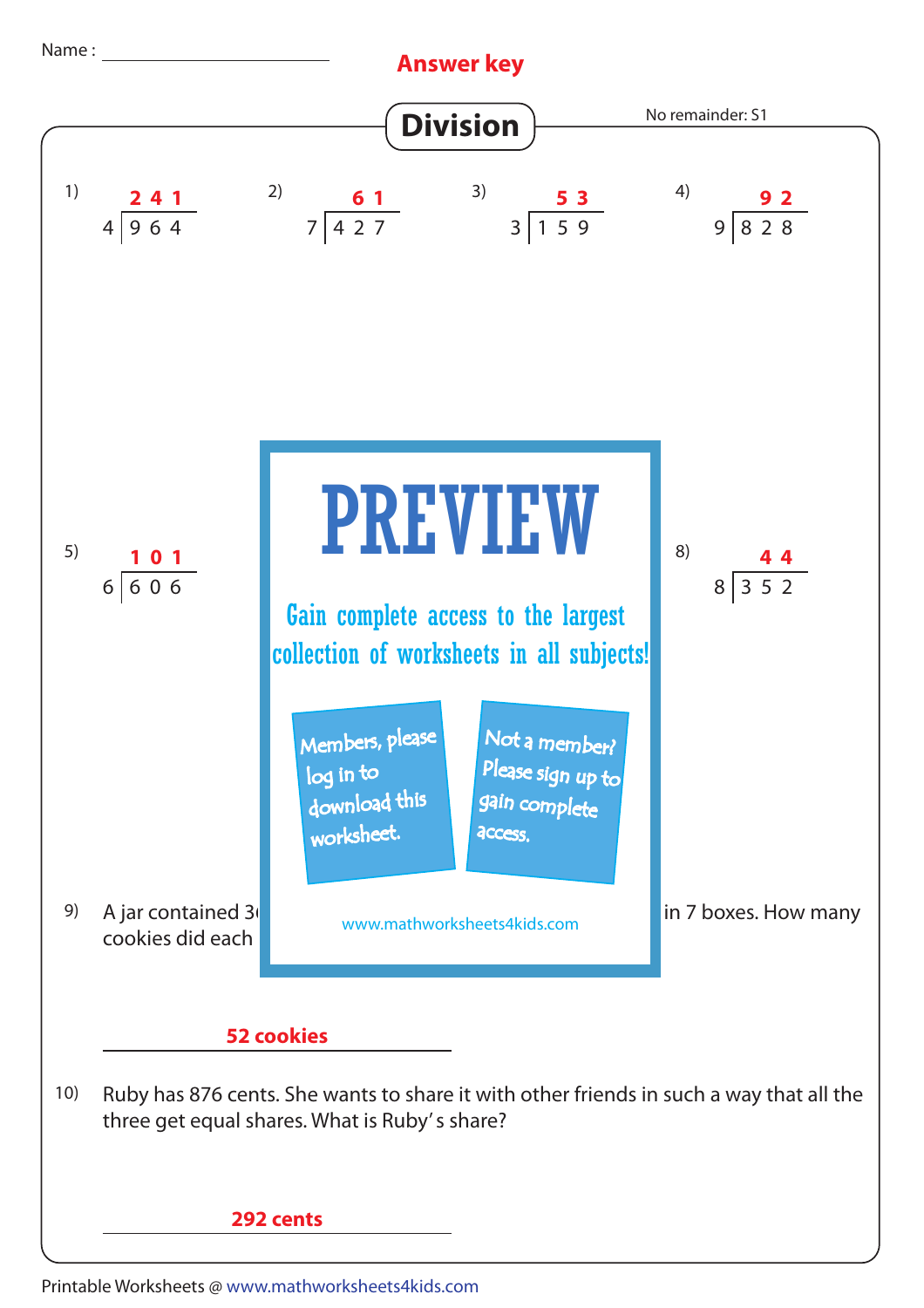Name :

**Answer key**

# Division

No remainder: S1

1) $4 \overline{)964}$ = **241**

2) $7 \overline{)427}$ = **61**

3) $3 \overline{)159}$ = **53**

4) $9 \overline{)828}$ = **92**

5) $6 \overline{)606}$ = **101**

PREVIEW

Gain complete access to the largest collection of worksheets in all subjects!

Members, please log in to download this worksheet.

Not a member? Please sign up to gain complete access.

www.mathworksheets4kids.com

8) $8 \overline{)352}$ = **44**

9) A jar contained 3 ... in 7 boxes. How many cookies did each ...

**52 cookies**

10) Ruby has 876 cents. She wants to share it with other friends in such a way that all the three get equal shares. What is Ruby's share?

**292 cents**

Printable Worksheets @ www.mathworksheets4kids.com